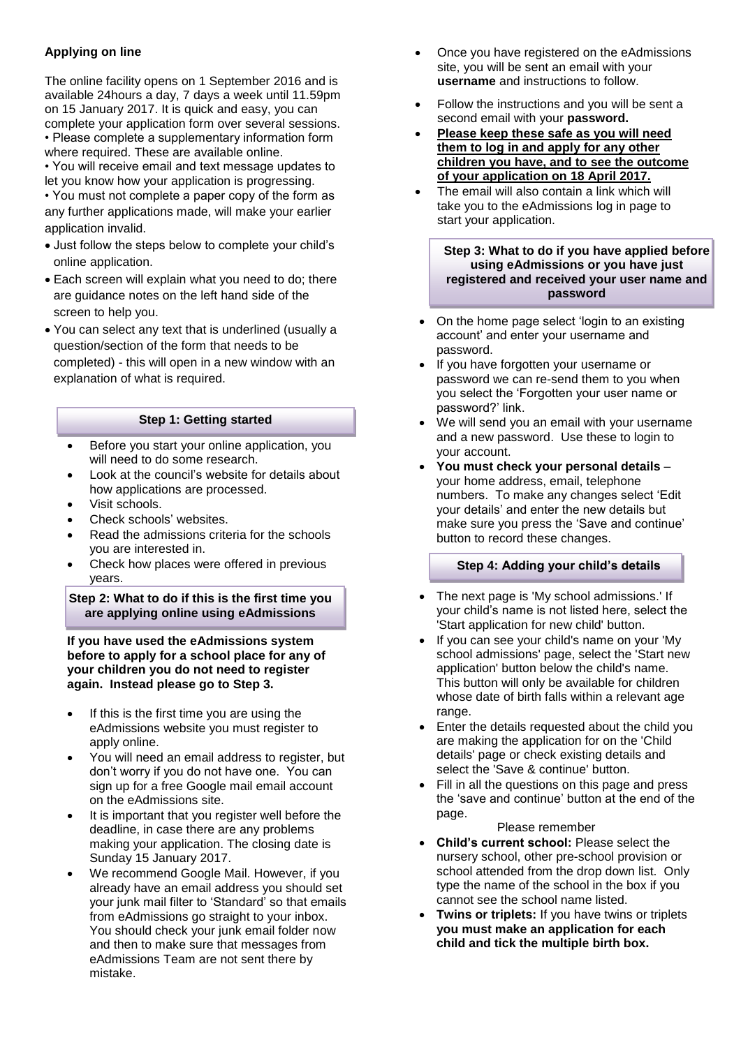### Applying on line

The online facility opens on 1 September 2016 and is available 24hours a day, 7 days a week until 11.59pm on 15 January 2017. It is quick and easy, you can complete your application form over several sessions.

- Please complete a supplementary information form where required. These are available online.
- You will receive email and text message updates to let you know how your application is progressing.
- You must not complete a paper copy of the form as any further applications made, will make your earlier application invalid.
- Just follow the steps below to complete your child's online application.
- Each screen will explain what you need to do; there are guidance notes on the left hand side of the screen to help you.
- You can select any text that is underlined (usually a question/section of the form that needs to be completed) - this will open in a new window with an explanation of what is required.

### Step 1: Getting started

- Before you start your online application, you will need to do some research.
- Look at the council's website for details about how applications are processed.
- Visit schools.
- Check schools' websites.
- Read the admissions criteria for the schools you are interested in.
- Check how places were offered in previous years.

### Step 2: What to do if this is the first time you are applying online using eAdmissions

**If you have used the eAdmissions system before to apply for a school place for any of your children you do not need to register again. Instead please go to Step 3.**

- If this is the first time you are using the eAdmissions website you must register to apply online.
- You will need an email address to register, but don't worry if you do not have one. You can sign up for a free Google mail email account on the eAdmissions site.
- It is important that you register well before the deadline, in case there are any problems making your application. The closing date is Sunday 15 January 2017.
- We recommend Google Mail. However, if you already have an email address you should set your junk mail filter to 'Standard' so that emails from eAdmissions go straight to your inbox. You should check your junk email folder now and then to make sure that messages from eAdmissions Team are not sent there by mistake.
- Once you have registered on the eAdmissions site, you will be sent an email with your **username** and instructions to follow.
- Follow the instructions and you will be sent a second email with your **password.**
- **Please keep these safe as you will need them to log in and apply for any other children you have, and to see the outcome of your application on 18 April 2017.**
- The email will also contain a link which will take you to the eAdmissions log in page to start your application.

### Step 3: What to do if you have applied before using eAdmissions or you have just registered and received your user name and password

- On the home page select 'login to an existing account' and enter your username and password.
- If you have forgotten your username or password we can re-send them to you when you select the 'Forgotten your user name or password?' link.
- We will send you an email with your username and a new password. Use these to login to your account.
- **You must check your personal details** – your home address, email, telephone numbers. To make any changes select 'Edit your details' and enter the new details but make sure you press the 'Save and continue' button to record these changes.

### Step 4: Adding your child's details

- The next page is 'My school admissions.' If your child's name is not listed here, select the 'Start application for new child' button.
- If you can see your child's name on your 'My school admissions' page, select the 'Start new application' button below the child's name. This button will only be available for children whose date of birth falls within a relevant age range.
- Enter the details requested about the child you are making the application for on the 'Child details' page or check existing details and select the 'Save & continue' button.
- Fill in all the questions on this page and press the 'save and continue' button at the end of the page.

Please remember

- **Child's current school:** Please select the nursery school, other pre-school provision or school attended from the drop down list. Only type the name of the school in the box if you cannot see the school name listed.
- **Twins or triplets:** If you have twins or triplets **you must make an application for each child and tick the multiple birth box.**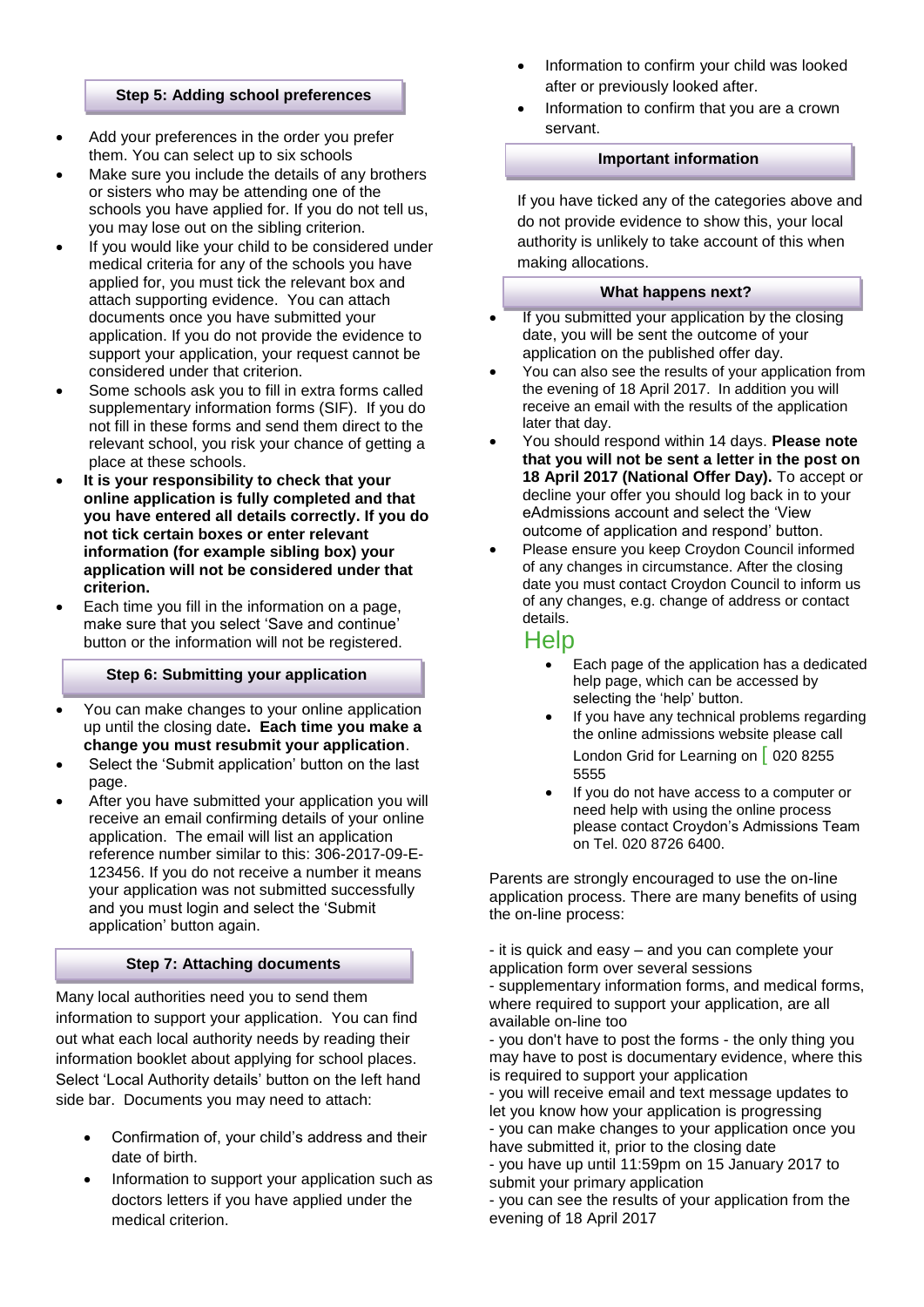### Step 5: Adding school preferences

- Add your preferences in the order you prefer them. You can select up to six schools
- Make sure you include the details of any brothers or sisters who may be attending one of the schools you have applied for. If you do not tell us, you may lose out on the sibling criterion.
- If you would like your child to be considered under medical criteria for any of the schools you have applied for, you must tick the relevant box and attach supporting evidence. You can attach documents once you have submitted your application. If you do not provide the evidence to support your application, your request cannot be considered under that criterion.
- Some schools ask you to fill in extra forms called supplementary information forms (SIF). If you do not fill in these forms and send them direct to the relevant school, you risk your chance of getting a place at these schools.
- **It is your responsibility to check that your online application is fully completed and that you have entered all details correctly. If you do not tick certain boxes or enter relevant information (for example sibling box) your application will not be considered under that criterion.**
- Each time you fill in the information on a page, make sure that you select 'Save and continue' button or the information will not be registered.

### Step 6: Submitting your application

- You can make changes to your online application up until the closing date**. Each time you make a change you must resubmit your application**.
- Select the 'Submit application' button on the last page.
- After you have submitted your application you will receive an email confirming details of your online application. The email will list an application reference number similar to this: 306-2017-09-E-123456. If you do not receive a number it means your application was not submitted successfully and you must login and select the 'Submit application' button again.

### Step 7: Attaching documents

Many local authorities need you to send them information to support your application. You can find out what each local authority needs by reading their information booklet about applying for school places. Select 'Local Authority details' button on the left hand side bar. Documents you may need to attach:

- Confirmation of, your child's address and their date of birth.
- Information to support your application such as doctors letters if you have applied under the medical criterion.
- Information to confirm your child was looked after or previously looked after.
- Information to confirm that you are a crown servant.

### Important information

If you have ticked any of the categories above and do not provide evidence to show this, your local authority is unlikely to take account of this when making allocations.

### What happens next?

- If you submitted your application by the closing date, you will be sent the outcome of your application on the published offer day.
- You can also see the results of your application from the evening of 18 April 2017. In addition you will receive an email with the results of the application later that day.
- You should respond within 14 days. **Please note that you will not be sent a letter in the post on 18 April 2017 (National Offer Day).** To accept or decline your offer you should log back in to your eAdmissions account and select the 'View outcome of application and respond' button.
- Please ensure you keep Croydon Council informed of any changes in circumstance. After the closing date you must contact Croydon Council to inform us of any changes, e.g. change of address or contact details.

## Help

- Each page of the application has a dedicated help page, which can be accessed by selecting the 'help' button.
- If you have any technical problems regarding the online admissions website please call London Grid for Learning on [ 020 8255 5555
- If you do not have access to a computer or need help with using the online process please contact Croydon's Admissions Team on Tel. 020 8726 6400.

Parents are strongly encouraged to use the on-line application process. There are many benefits of using the on-line process:

- it is quick and easy – and you can complete your application form over several sessions
- supplementary information forms, and medical forms, where required to support your application, are all available on-line too
- you don't have to post the forms - the only thing you may have to post is documentary evidence, where this is required to support your application
- you will receive email and text message updates to let you know how your application is progressing
- you can make changes to your application once you have submitted it, prior to the closing date
- you have up until 11:59pm on 15 January 2017 to submit your primary application
- you can see the results of your application from the evening of 18 April 2017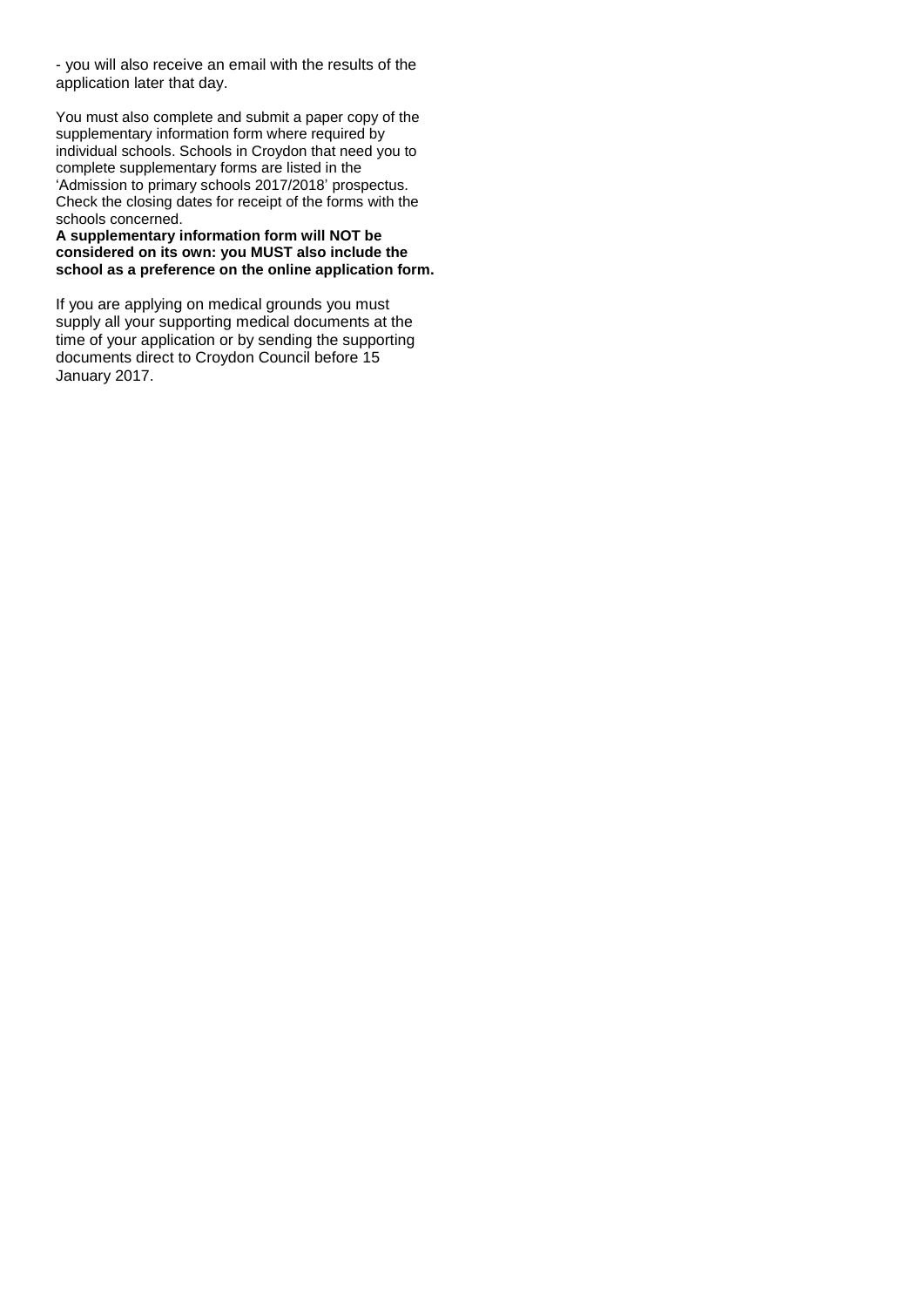- you will also receive an email with the results of the application later that day.

You must also complete and submit a paper copy of the supplementary information form where required by individual schools. Schools in Croydon that need you to complete supplementary forms are listed in the 'Admission to primary schools 2017/2018' prospectus. Check the closing dates for receipt of the forms with the schools concerned.

**A supplementary information form will NOT be considered on its own: you MUST also include the school as a preference on the online application form.**

If you are applying on medical grounds you must supply all your supporting medical documents at the time of your application or by sending the supporting documents direct to Croydon Council before 15 January 2017.